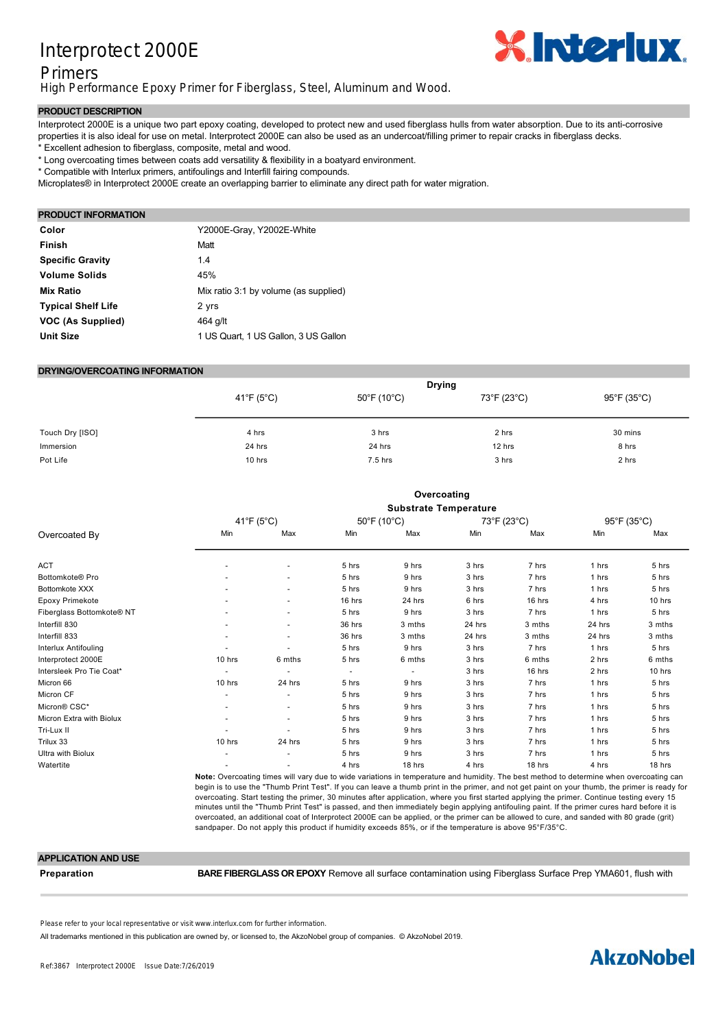# Interprotect 2000E

## Primers

High Performance Epoxy Primer for Fiberglass, Steel, Aluminum and Wood.

### PRODUCT DESCRIPTION

Interprotect 2000E is a unique two part epoxy coating, developed to protect new and used fiberglass hulls from water absorption. Due to its anti-corrosive properties it is also ideal for use on metal. Interprotect 2000E can also be used as an undercoat/filling primer to repair cracks in fiberglass decks.

* Excellent adhesion to fiberglass, composite, metal and wood.
* Long overcoating times between coats add versatility & flexibility in a boatyard environment.
* Compatible with Interlux primers, antifoulings and Interfill fairing compounds.

Microplates® in Interprotect 2000E create an overlapping barrier to eliminate any direct path for water migration.

### PRODUCT INFORMATION

| | |
|---|---|
| **Color** | Y2000E-Gray, Y2002E-White |
| **Finish** | Matt |
| **Specific Gravity** | 1.4 |
| **Volume Solids** | 45% |
| **Mix Ratio** | Mix ratio 3:1 by volume (as supplied) |
| **Typical Shelf Life** | 2 yrs |
| **VOC (As Supplied)** | 464 g/lt |
| **Unit Size** | 1 US Quart, 1 US Gallon, 3 US Gallon |

### DRYING/OVERCOATING INFORMATION

| | Drying | | | |
|---|---|---|---|---|
| | 41°F (5°C) | 50°F (10°C) | 73°F (23°C) | 95°F (35°C) |
| Touch Dry [ISO] | 4 hrs | 3 hrs | 2 hrs | 30 mins |
| Immersion | 24 hrs | 24 hrs | 12 hrs | 8 hrs |
| Pot Life | 10 hrs | 7.5 hrs | 3 hrs | 2 hrs |

| | Overcoating Substrate Temperature | | | | | | | |
|---|---|---|---|---|---|---|---|---|
| | 41°F (5°C) | | 50°F (10°C) | | 73°F (23°C) | | 95°F (35°C) | |
| Overcoated By | Min | Max | Min | Max | Min | Max | Min | Max |
| ACT | - | - | 5 hrs | 9 hrs | 3 hrs | 7 hrs | 1 hrs | 5 hrs |
| Bottomkote® Pro | - | - | 5 hrs | 9 hrs | 3 hrs | 7 hrs | 1 hrs | 5 hrs |
| Bottomkote XXX | - | - | 5 hrs | 9 hrs | 3 hrs | 7 hrs | 1 hrs | 5 hrs |
| Epoxy Primekote | - | - | 16 hrs | 24 hrs | 6 hrs | 16 hrs | 4 hrs | 10 hrs |
| Fiberglass Bottomkote® NT | - | - | 5 hrs | 9 hrs | 3 hrs | 7 hrs | 1 hrs | 5 hrs |
| Interfill 830 | - | - | 36 hrs | 3 mths | 24 hrs | 3 mths | 24 hrs | 3 mths |
| Interfill 833 | - | - | 36 hrs | 3 mths | 24 hrs | 3 mths | 24 hrs | 3 mths |
| Interlux Antifouling | - | - | 5 hrs | 9 hrs | 3 hrs | 7 hrs | 1 hrs | 5 hrs |
| Interprotect 2000E | 10 hrs | 6 mths | 5 hrs | 6 mths | 3 hrs | 6 mths | 2 hrs | 6 mths |
| Intersleek Pro Tie Coat* | - | - | - | - | 3 hrs | 16 hrs | 2 hrs | 10 hrs |
| Micron 66 | 10 hrs | 24 hrs | 5 hrs | 9 hrs | 3 hrs | 7 hrs | 1 hrs | 5 hrs |
| Micron CF | - | - | 5 hrs | 9 hrs | 3 hrs | 7 hrs | 1 hrs | 5 hrs |
| Micron® CSC* | - | - | 5 hrs | 9 hrs | 3 hrs | 7 hrs | 1 hrs | 5 hrs |
| Micron Extra with Biolux | - | - | 5 hrs | 9 hrs | 3 hrs | 7 hrs | 1 hrs | 5 hrs |
| Tri-Lux II | - | - | 5 hrs | 9 hrs | 3 hrs | 7 hrs | 1 hrs | 5 hrs |
| Trilux 33 | 10 hrs | 24 hrs | 5 hrs | 9 hrs | 3 hrs | 7 hrs | 1 hrs | 5 hrs |
| Ultra with Biolux | - | - | 5 hrs | 9 hrs | 3 hrs | 7 hrs | 1 hrs | 5 hrs |
| Watertite | - | - | 4 hrs | 18 hrs | 4 hrs | 18 hrs | 4 hrs | 18 hrs |

**Note:** Overcoating times will vary due to wide variations in temperature and humidity. The best method to determine when overcoating can begin is to use the "Thumb Print Test". If you can leave a thumb print in the primer, and not get paint on your thumb, the primer is ready for overcoating. Start testing the primer, 30 minutes after application, where you first started applying the primer. Continue testing every 15 minutes until the "Thumb Print Test" is passed, and then immediately begin applying antifouling paint. If the primer cures hard before it is overcoated, an additional coat of Interprotect 2000E can be applied, or the primer can be allowed to cure, and sanded with 80 grade (grit) sandpaper. Do not apply this product if humidity exceeds 85%, or if the temperature is above 95°F/35°C.

### APPLICATION AND USE

**Preparation**

**BARE FIBERGLASS OR EPOXY** Remove all surface contamination using Fiberglass Surface Prep YMA601, flush with

Please refer to your local representative or visit www.interlux.com for further information.

All trademarks mentioned in this publication are owned by, or licensed to, the AkzoNobel group of companies. © AkzoNobel 2019.

Ref:3867 Interprotect 2000E Issue Date:7/26/2019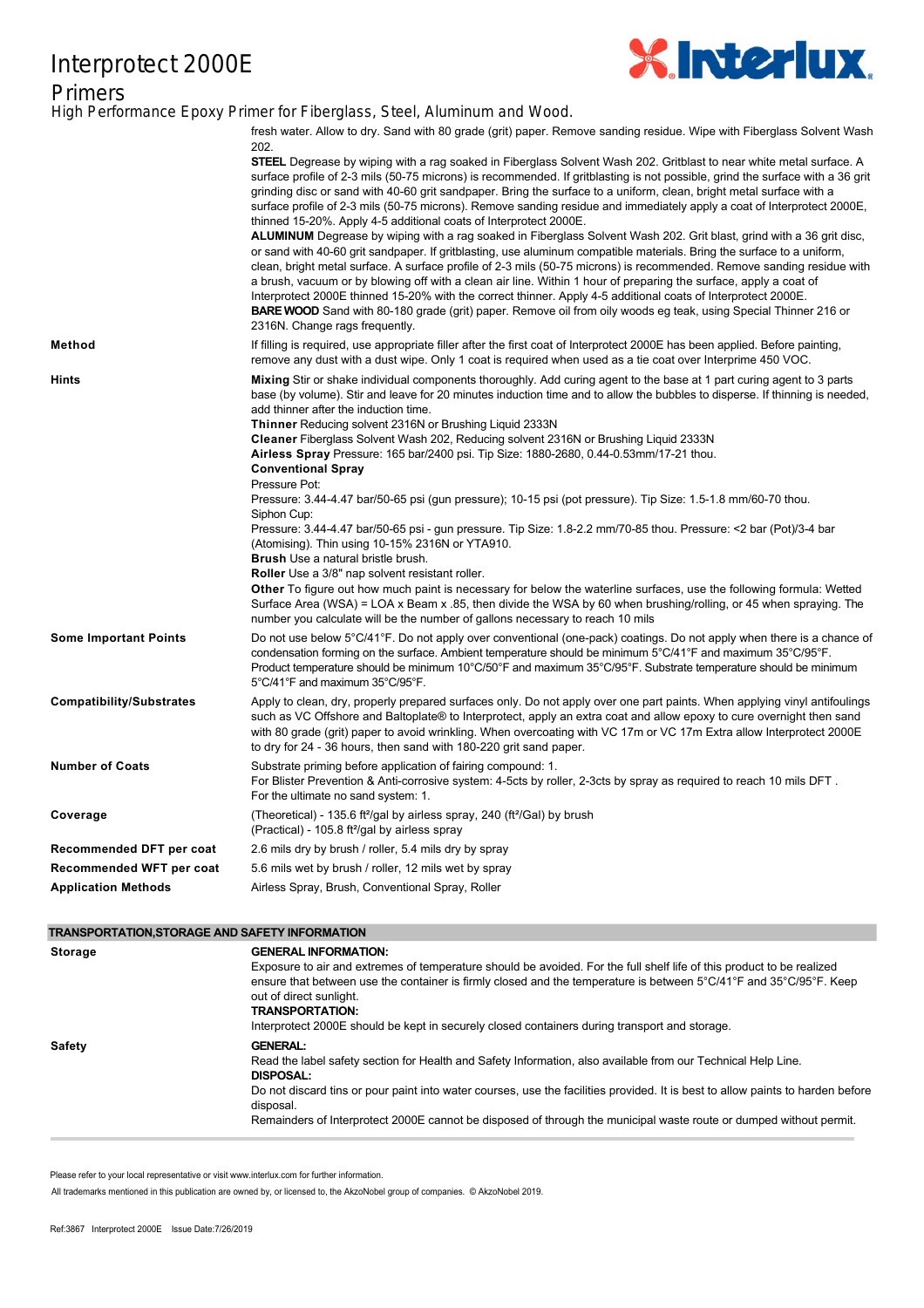fresh water. Allow to dry. Sand with 80 grade (grit) paper. Remove sanding residue. Wipe with Fiberglass Solvent Wash 202.

**STEEL** Degrease by wiping with a rag soaked in Fiberglass Solvent Wash 202. Gritblast to near white metal surface. A surface profile of 2-3 mils (50-75 microns) is recommended. If gritblasting is not possible, grind the surface with a 36 grit grinding disc or sand with 40-60 grit sandpaper. Bring the surface to a uniform, clean, bright metal surface with a surface profile of 2-3 mils (50-75 microns). Remove sanding residue and immediately apply a coat of Interprotect 2000E, thinned 15-20%. Apply 4-5 additional coats of Interprotect 2000E.

**ALUMINUM** Degrease by wiping with a rag soaked in Fiberglass Solvent Wash 202. Grit blast, grind with a 36 grit disc, or sand with 40-60 grit sandpaper. If gritblasting, use aluminum compatible materials. Bring the surface to a uniform, clean, bright metal surface. A surface profile of 2-3 mils (50-75 microns) is recommended. Remove sanding residue with a brush, vacuum or by blowing off with a clean air line. Within 1 hour of preparing the surface, apply a coat of Interprotect 2000E thinned 15-20% with the correct thinner. Apply 4-5 additional coats of Interprotect 2000E.

**BARE WOOD** Sand with 80-180 grade (grit) paper. Remove oil from oily woods eg teak, using Special Thinner 216 or 2316N. Change rags frequently.

**Method**

If filling is required, use appropriate filler after the first coat of Interprotect 2000E has been applied. Before painting, remove any dust with a dust wipe. Only 1 coat is required when used as a tie coat over Interprime 450 VOC.

**Hints**

**Mixing** Stir or shake individual components thoroughly. Add curing agent to the base at 1 part curing agent to 3 parts base (by volume). Stir and leave for 20 minutes induction time and to allow the bubbles to disperse. If thinning is needed, add thinner after the induction time.

**Thinner** Reducing solvent 2316N or Brushing Liquid 2333N

**Cleaner** Fiberglass Solvent Wash 202, Reducing solvent 2316N or Brushing Liquid 2333N

**Airless Spray** Pressure: 165 bar/2400 psi. Tip Size: 1880-2680, 0.44-0.53mm/17-21 thou.

**Conventional Spray**

Pressure Pot:

Pressure: 3.44-4.47 bar/50-65 psi (gun pressure); 10-15 psi (pot pressure). Tip Size: 1.5-1.8 mm/60-70 thou.

Siphon Cup:

Pressure: 3.44-4.47 bar/50-65 psi - gun pressure. Tip Size: 1.8-2.2 mm/70-85 thou. Pressure: <2 bar (Pot)/3-4 bar (Atomising). Thin using 10-15% 2316N or YTA910.

**Brush** Use a natural bristle brush.

**Roller** Use a 3/8" nap solvent resistant roller.

**Other** To figure out how much paint is necessary for below the waterline surfaces, use the following formula: Wetted Surface Area (WSA) = LOA x Beam x .85, then divide the WSA by 60 when brushing/rolling, or 45 when spraying. The number you calculate will be the number of gallons necessary to reach 10 mils

**Some Important Points**

Do not use below 5°C/41°F. Do not apply over conventional (one-pack) coatings. Do not apply when there is a chance of condensation forming on the surface. Ambient temperature should be minimum 5°C/41°F and maximum 35°C/95°F. Product temperature should be minimum 10°C/50°F and maximum 35°C/95°F. Substrate temperature should be minimum 5°C/41°F and maximum 35°C/95°F.

**Compatibility/Substrates**

Apply to clean, dry, properly prepared surfaces only. Do not apply over one part paints. When applying vinyl antifoulings such as VC Offshore and Baltoplate® to Interprotect, apply an extra coat and allow epoxy to cure overnight then sand with 80 grade (grit) paper to avoid wrinkling. When overcoating with VC 17m or VC 17m Extra allow Interprotect 2000E to dry for 24 - 36 hours, then sand with 180-220 grit sand paper.

**Number of Coats**

Substrate priming before application of fairing compound: 1.

For Blister Prevention & Anti-corrosive system: 4-5cts by roller, 2-3cts by spray as required to reach 10 mils DFT .

For the ultimate no sand system: 1.

**Coverage**

(Theoretical) - 135.6 ft²/gal by airless spray, 240 (ft²/Gal) by brush

(Practical) - 105.8 ft²/gal by airless spray

**Recommended DFT per coat**

2.6 mils dry by brush / roller, 5.4 mils dry by spray

**Recommended WFT per coat**

5.6 mils wet by brush / roller, 12 mils wet by spray

**Application Methods**

Airless Spray, Brush, Conventional Spray, Roller

## TRANSPORTATION,STORAGE AND SAFETY INFORMATION

**Storage**

**GENERAL INFORMATION:**

Exposure to air and extremes of temperature should be avoided. For the full shelf life of this product to be realized ensure that between use the container is firmly closed and the temperature is between 5°C/41°F and 35°C/95°F. Keep out of direct sunlight.

**TRANSPORTATION:**

Interprotect 2000E should be kept in securely closed containers during transport and storage.

**Safety**

**GENERAL:**

Read the label safety section for Health and Safety Information, also available from our Technical Help Line.

**DISPOSAL:**

Do not discard tins or pour paint into water courses, use the facilities provided. It is best to allow paints to harden before disposal.

Remainders of Interprotect 2000E cannot be disposed of through the municipal waste route or dumped without permit.

Please refer to your local representative or visit www.interlux.com for further information.

All trademarks mentioned in this publication are owned by, or licensed to, the AkzoNobel group of companies. © AkzoNobel 2019.

Ref:3867 Interprotect 2000E Issue Date:7/26/2019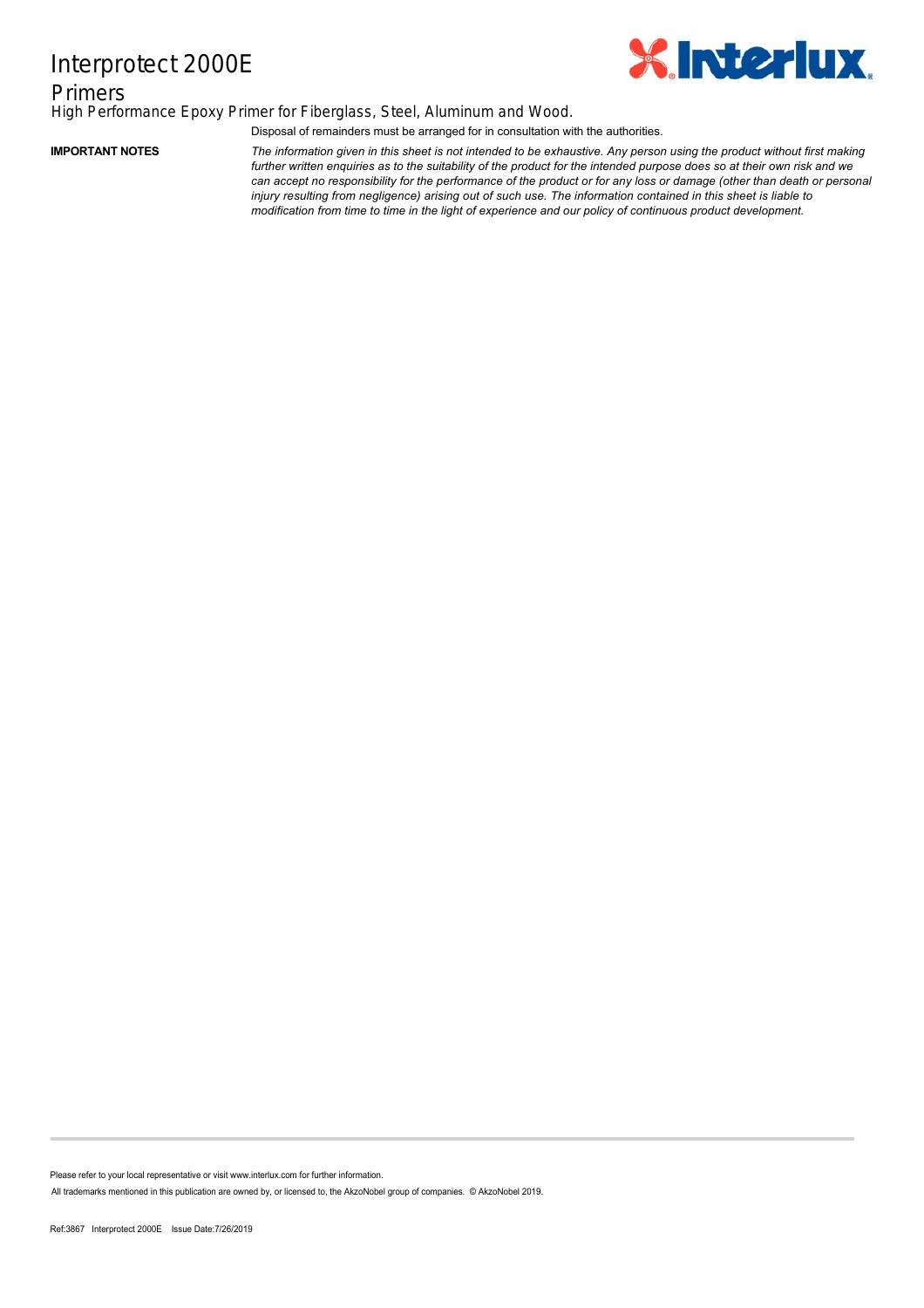Disposal of remainders must be arranged for in consultation with the authorities.

**IMPORTANT NOTES**

*The information given in this sheet is not intended to be exhaustive. Any person using the product without first making further written enquiries as to the suitability of the product for the intended purpose does so at their own risk and we can accept no responsibility for the performance of the product or for any loss or damage (other than death or personal injury resulting from negligence) arising out of such use. The information contained in this sheet is liable to modification from time to time in the light of experience and our policy of continuous product development.*